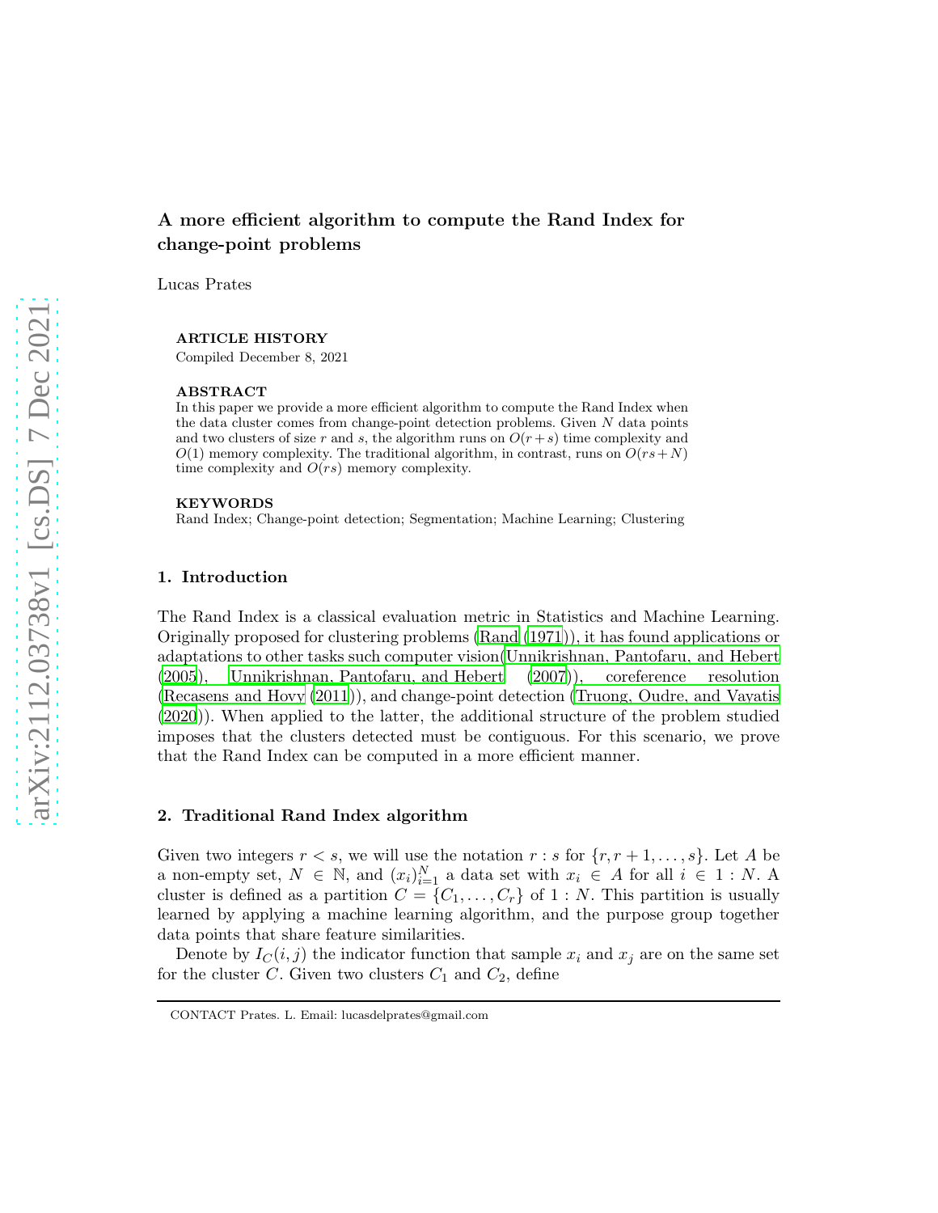# A more efficient algorithm to compute the Rand Index for change-point problems

Lucas Prates

**ARTICLE HISTORY**

Compiled December 8, 2021

**ABSTRACT**

In this paper we provide a more efficient algorithm to compute the Rand Index when the data cluster comes from change-point detection problems. Given $N$ data points and two clusters of size $r$ and $s$, the algorithm runs on $O(r+s)$ time complexity and $O(1)$ memory complexity. The traditional algorithm, in contrast, runs on $O(rs+N)$ time complexity and $O(rs)$ memory complexity.

**KEYWORDS**

Rand Index; Change-point detection; Segmentation; Machine Learning; Clustering

## 1. Introduction

The Rand Index is a classical evaluation metric in Statistics and Machine Learning. Originally proposed for clustering problems (Rand (1971)), it has found applications or adaptations to other tasks such computer vision(Unnikrishnan, Pantofaru, and Hebert (2005), Unnikrishnan, Pantofaru, and Hebert (2007)), coreference resolution (Recasens and Hovy (2011)), and change-point detection (Truong, Oudre, and Vayatis (2020)). When applied to the latter, the additional structure of the problem studied imposes that the clusters detected must be contiguous. For this scenario, we prove that the Rand Index can be computed in a more efficient manner.

## 2. Traditional Rand Index algorithm

Given two integers $r < s$, we will use the notation $r : s$ for $\{r, r+1, \ldots, s\}$. Let $A$ be a non-empty set, $N \in \mathbb{N}$, and $(x_i)_{i=1}^N$ a data set with $x_i \in A$ for all $i \in 1 : N$. A cluster is defined as a partition $C = \{C_1, \ldots, C_r\}$ of $1 : N$. This partition is usually learned by applying a machine learning algorithm, and the purpose group together data points that share feature similarities.

Denote by $I_C(i, j)$ the indicator function that sample $x_i$ and $x_j$ are on the same set for the cluster $C$. Given two clusters $C_1$ and $C_2$, define

CONTACT Prates. L. Email: lucasdelprates@gmail.com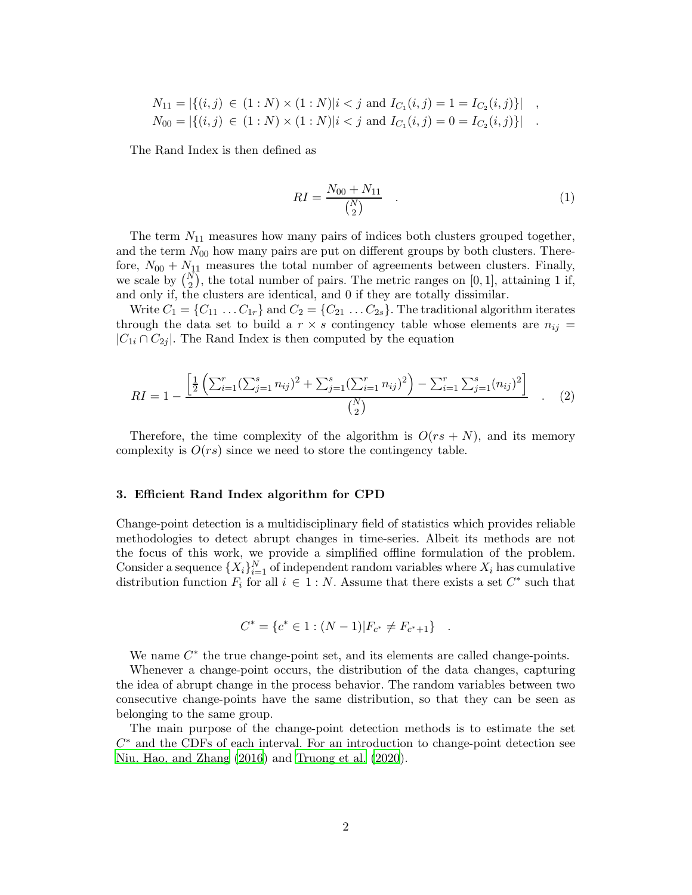$$N_{11} = |\{(i,j) \in (1:N) \times (1:N) | i < j \text{ and } I_{C_1}(i,j) = 1 = I_{C_2}(i,j)\}| \quad ,$$
$$N_{00} = |\{(i,j) \in (1:N) \times (1:N) | i < j \text{ and } I_{C_1}(i,j) = 0 = I_{C_2}(i,j)\}| \quad .$$

The Rand Index is then defined as

$$RI = \frac{N_{00} + N_{11}}{\binom{N}{2}} \quad . \tag{1}$$

The term $N_{11}$ measures how many pairs of indices both clusters grouped together, and the term $N_{00}$ how many pairs are put on different groups by both clusters. Therefore, $N_{00} + N_{11}$ measures the total number of agreements between clusters. Finally, we scale by $\binom{N}{2}$, the total number of pairs. The metric ranges on $[0, 1]$, attaining 1 if, and only if, the clusters are identical, and 0 if they are totally dissimilar.

Write $C_1 = \{C_{11} \dots C_{1r}\}$ and $C_2 = \{C_{21} \dots C_{2s}\}$. The traditional algorithm iterates through the data set to build a $r \times s$ contingency table whose elements are $n_{ij} = |C_{1i} \cap C_{2j}|$. The Rand Index is then computed by the equation

$$RI = 1 - \frac{\left[\frac{1}{2}\left(\sum_{i=1}^{r}(\sum_{j=1}^{s} n_{ij})^2 + \sum_{j=1}^{s}(\sum_{i=1}^{r} n_{ij})^2\right) - \sum_{i=1}^{r}\sum_{j=1}^{s}(n_{ij})^2\right]}{\binom{N}{2}} \quad . \tag{2}$$

Therefore, the time complexity of the algorithm is $O(rs + N)$, and its memory complexity is $O(rs)$ since we need to store the contingency table.

## 3. Efficient Rand Index algorithm for CPD

Change-point detection is a multidisciplinary field of statistics which provides reliable methodologies to detect abrupt changes in time-series. Albeit its methods are not the focus of this work, we provide a simplified offline formulation of the problem. Consider a sequence $\{X_i\}_{i=1}^{N}$ of independent random variables where $X_i$ has cumulative distribution function $F_i$ for all $i \in 1:N$. Assume that there exists a set $C^*$ such that

$$C^* = \{c^* \in 1:(N-1) | F_{c^*} \neq F_{c^*+1}\} \quad .$$

We name $C^*$ the true change-point set, and its elements are called change-points.

Whenever a change-point occurs, the distribution of the data changes, capturing the idea of abrupt change in the process behavior. The random variables between two consecutive change-points have the same distribution, so that they can be seen as belonging to the same group.

The main purpose of the change-point detection methods is to estimate the set $C^*$ and the CDFs of each interval. For an introduction to change-point detection see Niu, Hao, and Zhang (2016) and Truong et al. (2020).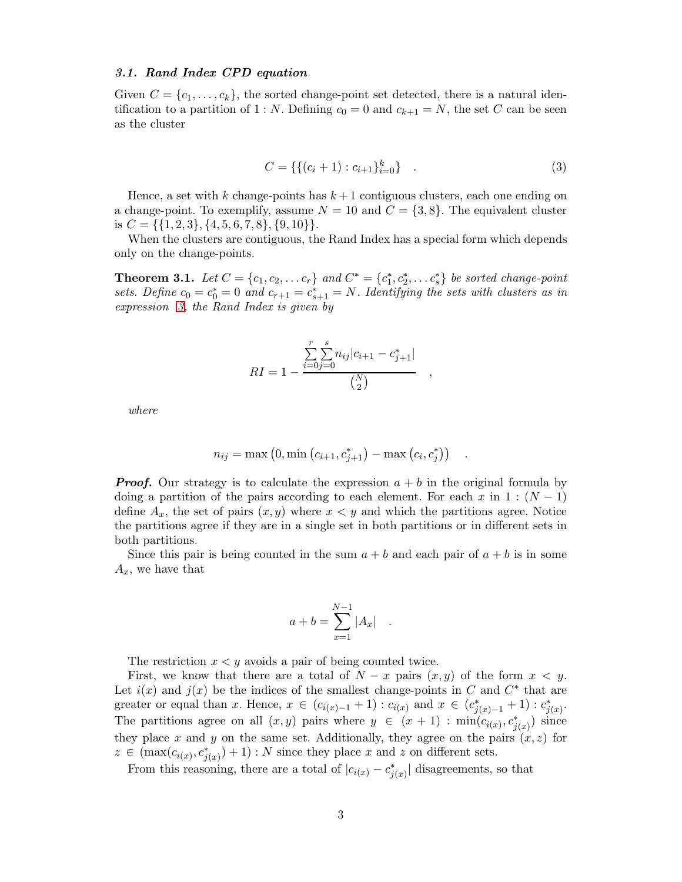### 3.1. Rand Index CPD equation

Given $C = \{c_1, \ldots, c_k\}$, the sorted change-point set detected, there is a natural identification to a partition of $1 : N$. Defining $c_0 = 0$ and $c_{k+1} = N$, the set $C$ can be seen as the cluster

$$C = \{\{(c_i + 1) : c_{i+1}\}_{i=0}^{k}\} \quad . \tag{3}$$

Hence, a set with $k$ change-points has $k+1$ contiguous clusters, each one ending on a change-point. To exemplify, assume $N = 10$ and $C = \{3, 8\}$. The equivalent cluster is $C = \{\{1, 2, 3\}, \{4, 5, 6, 7, 8\}, \{9, 10\}\}$.

When the clusters are contiguous, the Rand Index has a special form which depends only on the change-points.

**Theorem 3.1.** *Let $C = \{c_1, c_2, \ldots c_r\}$ and $C^* = \{c_1^*, c_2^*, \ldots c_s^*\}$ be sorted change-point sets. Define $c_0 = c_0^* = 0$ and $c_{r+1} = c_{s+1}^* = N$. Identifying the sets with clusters as in expression 3, the Rand Index is given by*

$$RI = 1 - \frac{\sum_{i=0}^{r} \sum_{j=0}^{s} n_{ij} |c_{i+1} - c_{j+1}^*|}{\binom{N}{2}} \quad ,$$

*where*

$$n_{ij} = \max\left(0, \min\left(c_{i+1}, c_{j+1}^*\right) - \max\left(c_i, c_j^*\right)\right) \quad .$$

***Proof.*** Our strategy is to calculate the expression $a + b$ in the original formula by doing a partition of the pairs according to each element. For each $x$ in $1 : (N-1)$ define $A_x$, the set of pairs $(x, y)$ where $x < y$ and which the partitions agree. Notice the partitions agree if they are in a single set in both partitions or in different sets in both partitions.

Since this pair is being counted in the sum $a + b$ and each pair of $a + b$ is in some $A_x$, we have that

$$a + b = \sum_{x=1}^{N-1} |A_x| \quad .$$

The restriction $x < y$ avoids a pair of being counted twice.

First, we know that there are a total of $N - x$ pairs $(x, y)$ of the form $x < y$. Let $i(x)$ and $j(x)$ be the indices of the smallest change-points in $C$ and $C^*$ that are greater or equal than $x$. Hence, $x \in (c_{i(x)-1} + 1) : c_{i(x)}$ and $x \in (c_{j(x)-1}^* + 1) : c_{j(x)}^*$. The partitions agree on all $(x, y)$ pairs where $y \in (x + 1) : \min(c_{i(x)}, c_{j(x)}^*)$ since they place $x$ and $y$ on the same set. Additionally, they agree on the pairs $(x, z)$ for $z \in (\max(c_{i(x)}, c_{j(x)}^*) + 1) : N$ since they place $x$ and $z$ on different sets.

From this reasoning, there are a total of $|c_{i(x)} - c_{j(x)}^*|$ disagreements, so that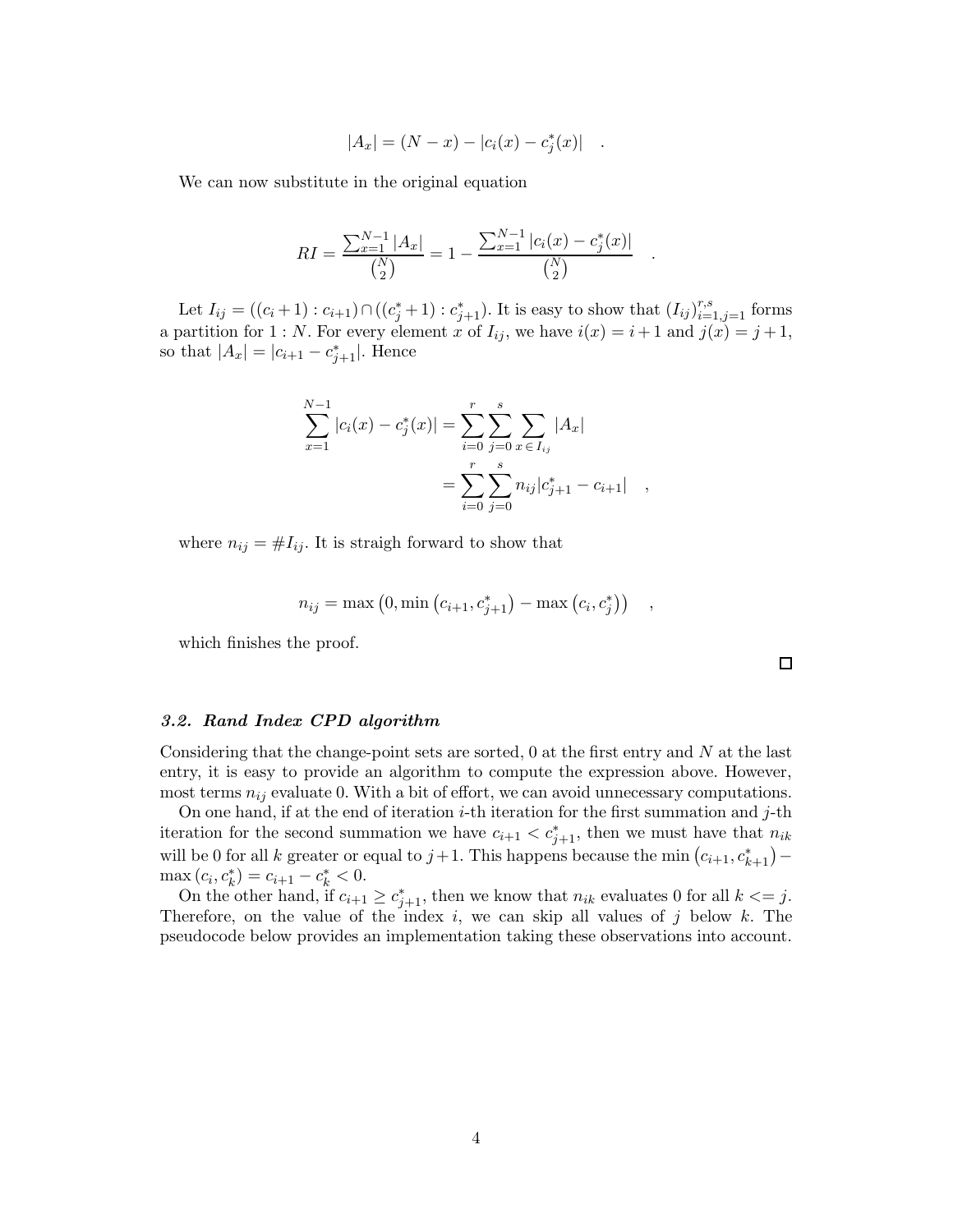$$|A_x| = (N - x) - |c_i(x) - c_j^*(x)| \quad .$$

We can now substitute in the original equation

$$RI = \frac{\sum_{x=1}^{N-1} |A_x|}{\binom{N}{2}} = 1 - \frac{\sum_{x=1}^{N-1} |c_i(x) - c_j^*(x)|}{\binom{N}{2}} \quad .$$

Let $I_{ij} = ((c_i + 1) : c_{i+1}) \cap ((c_j^* + 1) : c_{j+1}^*)$. It is easy to show that $(I_{ij})_{i=1,j=1}^{r,s}$ forms a partition for $1 : N$. For every element $x$ of $I_{ij}$, we have $i(x) = i + 1$ and $j(x) = j + 1$, so that $|A_x| = |c_{i+1} - c_{j+1}^*|$. Hence

$$\begin{aligned}
\sum_{x=1}^{N-1} |c_i(x) - c_j^*(x)| &= \sum_{i=0}^{r} \sum_{j=0}^{s} \sum_{x \in I_{ij}} |A_x| \\
&= \sum_{i=0}^{r} \sum_{j=0}^{s} n_{ij} |c_{j+1}^* - c_{i+1}| \quad ,
\end{aligned}$$

where $n_{ij} = \# I_{ij}$. It is straigh forward to show that

$$n_{ij} = \max\left(0, \min\left(c_{i+1}, c_{j+1}^*\right) - \max\left(c_i, c_j^*\right)\right) \quad ,$$

which finishes the proof.

□

### *3.2. Rand Index CPD algorithm*

Considering that the change-point sets are sorted, 0 at the first entry and $N$ at the last entry, it is easy to provide an algorithm to compute the expression above. However, most terms $n_{ij}$ evaluate 0. With a bit of effort, we can avoid unnecessary computations.

On one hand, if at the end of iteration $i$-th iteration for the first summation and $j$-th iteration for the second summation we have $c_{i+1} < c_{j+1}^*$, then we must have that $n_{ik}$ will be 0 for all $k$ greater or equal to $j+1$. This happens because the $\min\left(c_{i+1}, c_{k+1}^*\right) - \max\left(c_i, c_k^*\right) = c_{i+1} - c_k^* < 0$.

On the other hand, if $c_{i+1} \geq c_{j+1}^*$, then we know that $n_{ik}$ evaluates 0 for all $k <= j$. Therefore, on the value of the index $i$, we can skip all values of $j$ below $k$. The pseudocode below provides an implementation taking these observations into account.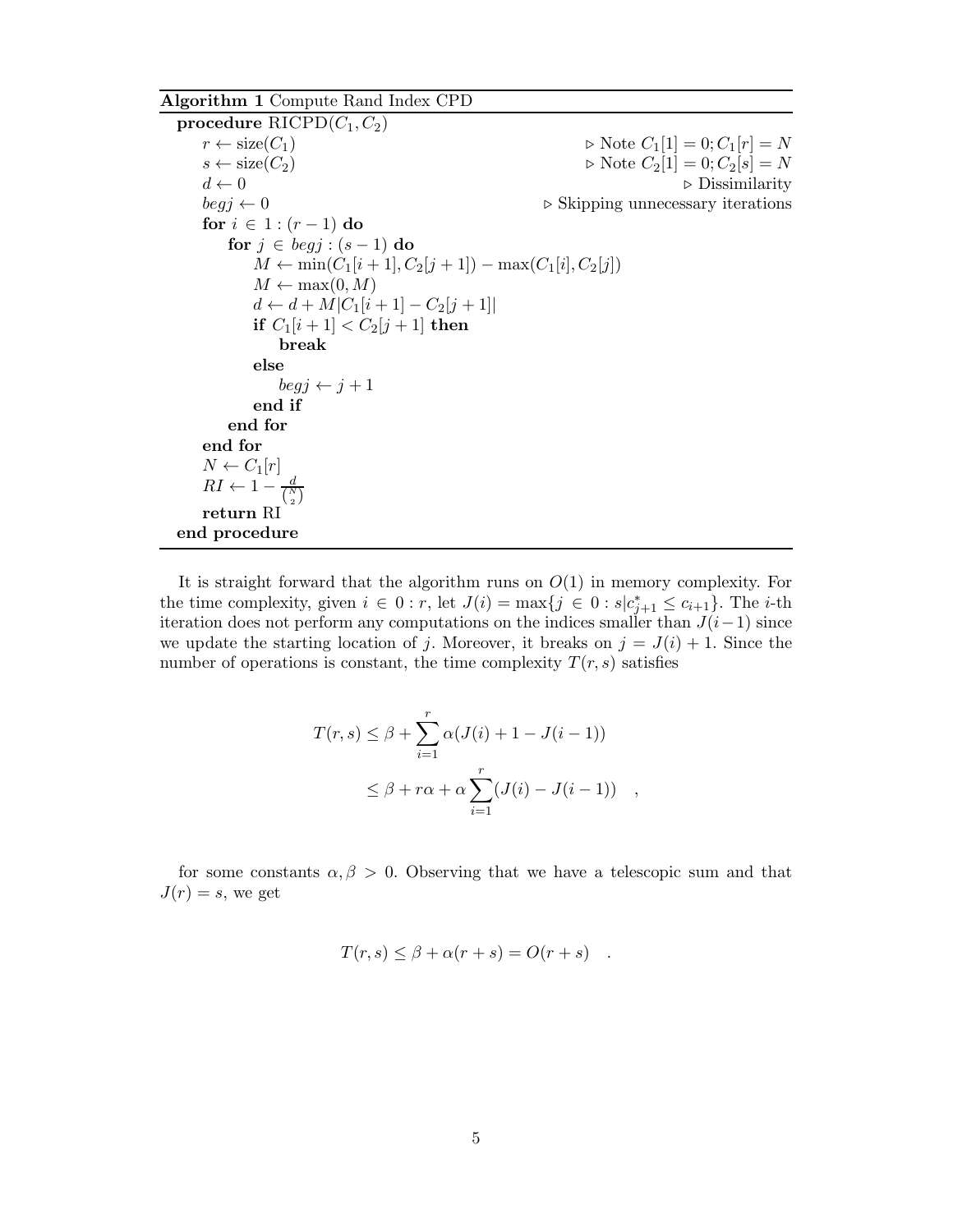**Algorithm 1** Compute Rand Index CPD

```
procedure RICPD(C_1, C_2)
    r ← size(C_1)                                  ▷ Note C_1[1] = 0; C_1[r] = N
    s ← size(C_2)                                  ▷ Note C_2[1] = 0; C_2[s] = N
    d ← 0                                          ▷ Dissimilarity
    begj ← 0                                       ▷ Skipping unnecessary iterations
    for i ∈ 1 : (r − 1) do
        for j ∈ begj : (s − 1) do
            M ← min(C_1[i + 1], C_2[j + 1]) − max(C_1[i], C_2[j])
            M ← max(0, M)
            d ← d + M|C_1[i + 1] − C_2[j + 1]|
            if C_1[i + 1] < C_2[j + 1] then
                break
            else
                begj ← j + 1
            end if
        end for
    end for
    N ← C_1[r]
    RI ← 1 − d / binom(N, 2)
    return RI
end procedure
```

It is straight forward that the algorithm runs on $O(1)$ in memory complexity. For the time complexity, given $i \in 0 : r$, let $J(i) = \max\{j \in 0 : s | c^*_{j+1} \leq c_{i+1}\}$. The $i$-th iteration does not perform any computations on the indices smaller than $J(i-1)$ since we update the starting location of $j$. Moreover, it breaks on $j = J(i) + 1$. Since the number of operations is constant, the time complexity $T(r, s)$ satisfies

$$
\begin{aligned}
T(r, s) &\leq \beta + \sum_{i=1}^{r} \alpha(J(i) + 1 - J(i-1)) \\
&\leq \beta + r\alpha + \alpha \sum_{i=1}^{r} (J(i) - J(i-1)) \quad ,
\end{aligned}
$$

for some constants $\alpha, \beta > 0$. Observing that we have a telescopic sum and that $J(r) = s$, we get

$$
T(r, s) \leq \beta + \alpha(r + s) = O(r + s) \quad .
$$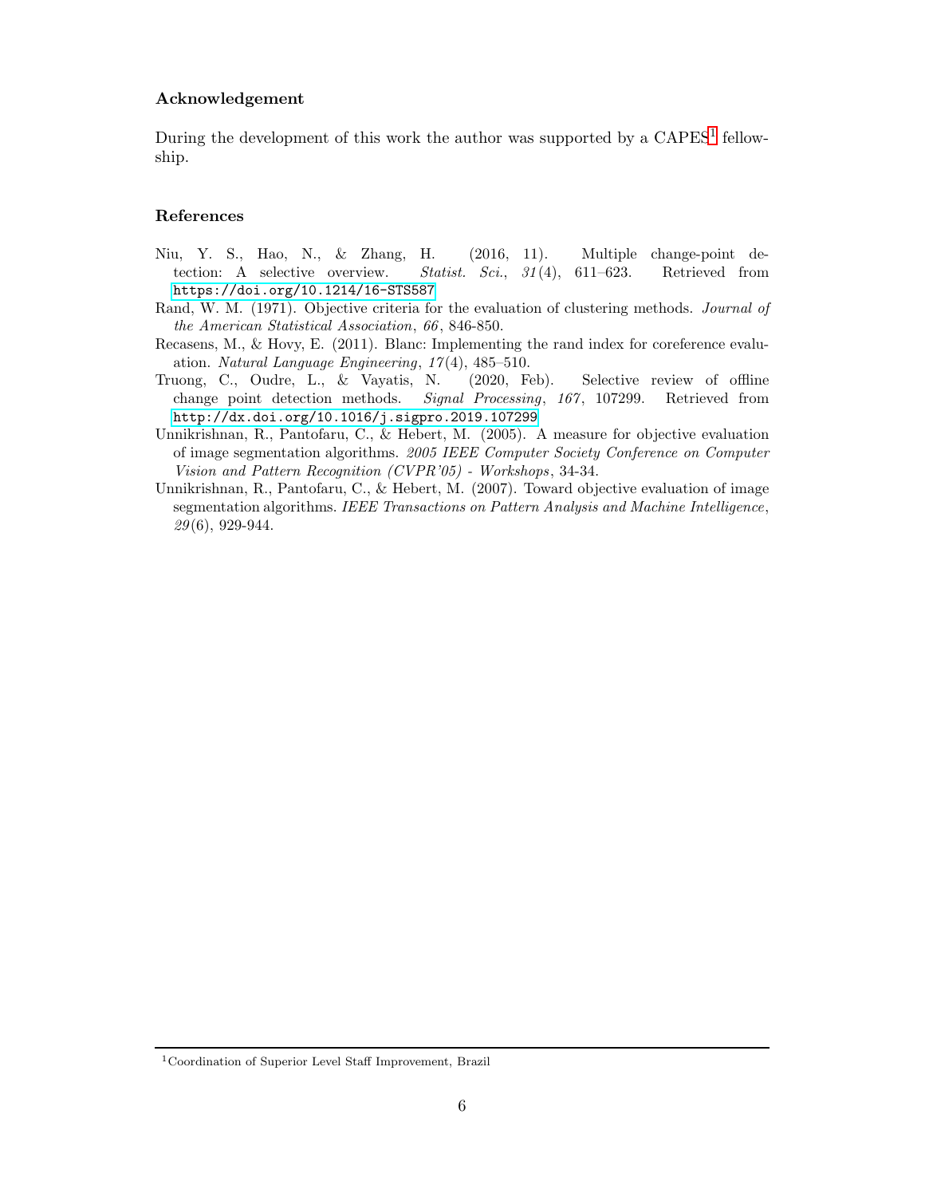### Acknowledgement

During the development of this work the author was supported by a CAPES[1] fellowship.

### References

Niu, Y. S., Hao, N., & Zhang, H. (2016, 11). Multiple change-point detection: A selective overview. *Statist. Sci.*, *31*(4), 611–623. Retrieved from https://doi.org/10.1214/16-STS587

Rand, W. M. (1971). Objective criteria for the evaluation of clustering methods. *Journal of the American Statistical Association*, *66*, 846-850.

Recasens, M., & Hovy, E. (2011). Blanc: Implementing the rand index for coreference evaluation. *Natural Language Engineering*, *17*(4), 485–510.

Truong, C., Oudre, L., & Vayatis, N. (2020, Feb). Selective review of offline change point detection methods. *Signal Processing*, *167*, 107299. Retrieved from http://dx.doi.org/10.1016/j.sigpro.2019.107299

Unnikrishnan, R., Pantofaru, C., & Hebert, M. (2005). A measure for objective evaluation of image segmentation algorithms. *2005 IEEE Computer Society Conference on Computer Vision and Pattern Recognition (CVPR'05) - Workshops*, 34-34.

Unnikrishnan, R., Pantofaru, C., & Hebert, M. (2007). Toward objective evaluation of image segmentation algorithms. *IEEE Transactions on Pattern Analysis and Machine Intelligence*, *29*(6), 929-944.

---

[1] Coordination of Superior Level Staff Improvement, Brazil